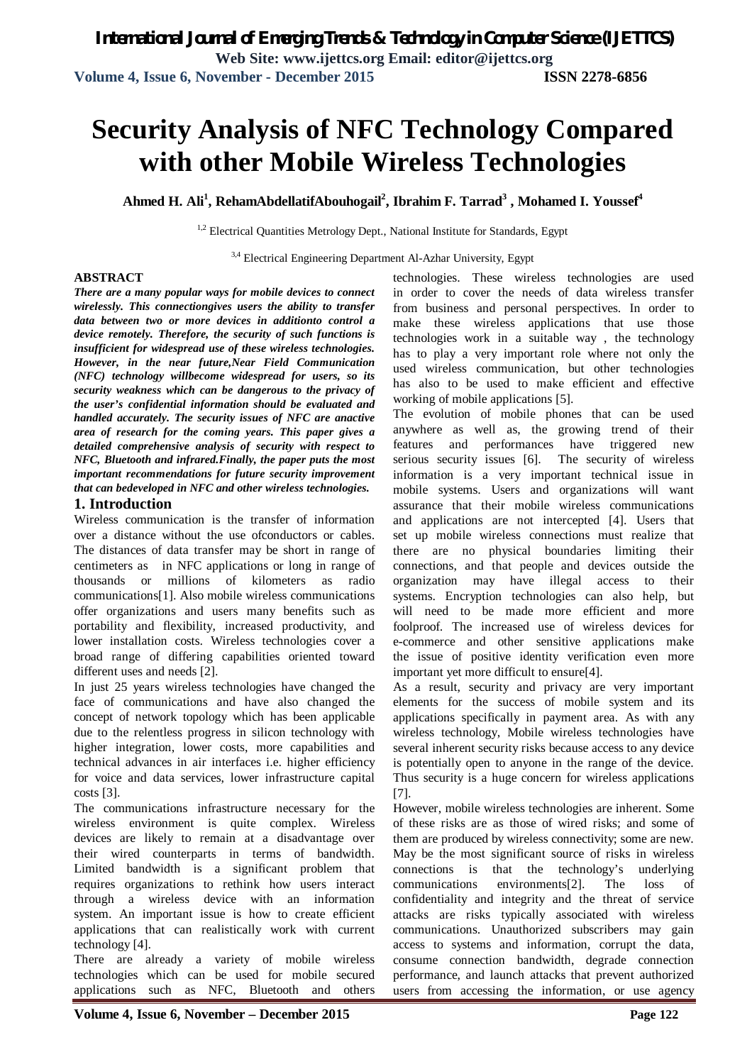# Security Analysis of NFC Technology Compared with other Mobile Wireless Technologies

**Ahmed H. Ali[1], RehamAbdellatifAbouhogail[2], Ibrahim F. Tarrad[3] , Mohamed I. Youssef[4]**

[1,2] Electrical Quantities Metrology Dept., National Institute for Standards, Egypt

[3,4] Electrical Engineering Department Al-Azhar University, Egypt

**ABSTRACT**

***There are a many popular ways for mobile devices to connect wirelessly. This connectiongives users the ability to transfer data between two or more devices in additionto control a device remotely. Therefore, the security of such functions is insufficient for widespread use of these wireless technologies. However, in the near future,Near Field Communication (NFC) technology willbecome widespread for users, so its security weakness which can be dangerous to the privacy of the user's confidential information should be evaluated and handled accurately. The security issues of NFC are anactive area of research for the coming years. This paper gives a detailed comprehensive analysis of security with respect to NFC, Bluetooth and infrared.Finally, the paper puts the most important recommendations for future security improvement that can bedeveloped in NFC and other wireless technologies.***

## 1. Introduction

Wireless communication is the transfer of information over a distance without the use ofconductors or cables. The distances of data transfer may be short in range of centimeters as in NFC applications or long in range of thousands or millions of kilometers as radio communications[1]. Also mobile wireless communications offer organizations and users many benefits such as portability and flexibility, increased productivity, and lower installation costs. Wireless technologies cover a broad range of differing capabilities oriented toward different uses and needs [2].

In just 25 years wireless technologies have changed the face of communications and have also changed the concept of network topology which has been applicable due to the relentless progress in silicon technology with higher integration, lower costs, more capabilities and technical advances in air interfaces i.e. higher efficiency for voice and data services, lower infrastructure capital costs [3].

The communications infrastructure necessary for the wireless environment is quite complex. Wireless devices are likely to remain at a disadvantage over their wired counterparts in terms of bandwidth. Limited bandwidth is a significant problem that requires organizations to rethink how users interact through a wireless device with an information system. An important issue is how to create efficient applications that can realistically work with current technology [4].

There are already a variety of mobile wireless technologies which can be used for mobile secured applications such as NFC, Bluetooth and others technologies. These wireless technologies are used in order to cover the needs of data wireless transfer from business and personal perspectives. In order to make these wireless applications that use those technologies work in a suitable way , the technology has to play a very important role where not only the used wireless communication, but other technologies has also to be used to make efficient and effective working of mobile applications [5].

The evolution of mobile phones that can be used anywhere as well as, the growing trend of their features and performances have triggered new serious security issues [6]. The security of wireless information is a very important technical issue in mobile systems. Users and organizations will want assurance that their mobile wireless communications and applications are not intercepted [4]. Users that set up mobile wireless connections must realize that there are no physical boundaries limiting their connections, and that people and devices outside the organization may have illegal access to their systems. Encryption technologies can also help, but will need to be made more efficient and more foolproof. The increased use of wireless devices for e-commerce and other sensitive applications make the issue of positive identity verification even more important yet more difficult to ensure[4].

As a result, security and privacy are very important elements for the success of mobile system and its applications specifically in payment area. As with any wireless technology, Mobile wireless technologies have several inherent security risks because access to any device is potentially open to anyone in the range of the device. Thus security is a huge concern for wireless applications [7].

However, mobile wireless technologies are inherent. Some of these risks are as those of wired risks; and some of them are produced by wireless connectivity; some are new. May be the most significant source of risks in wireless connections is that the technology's underlying communications environments[2]. The loss of confidentiality and integrity and the threat of service attacks are risks typically associated with wireless communications. Unauthorized subscribers may gain access to systems and information, corrupt the data, consume connection bandwidth, degrade connection performance, and launch attacks that prevent authorized users from accessing the information, or use agency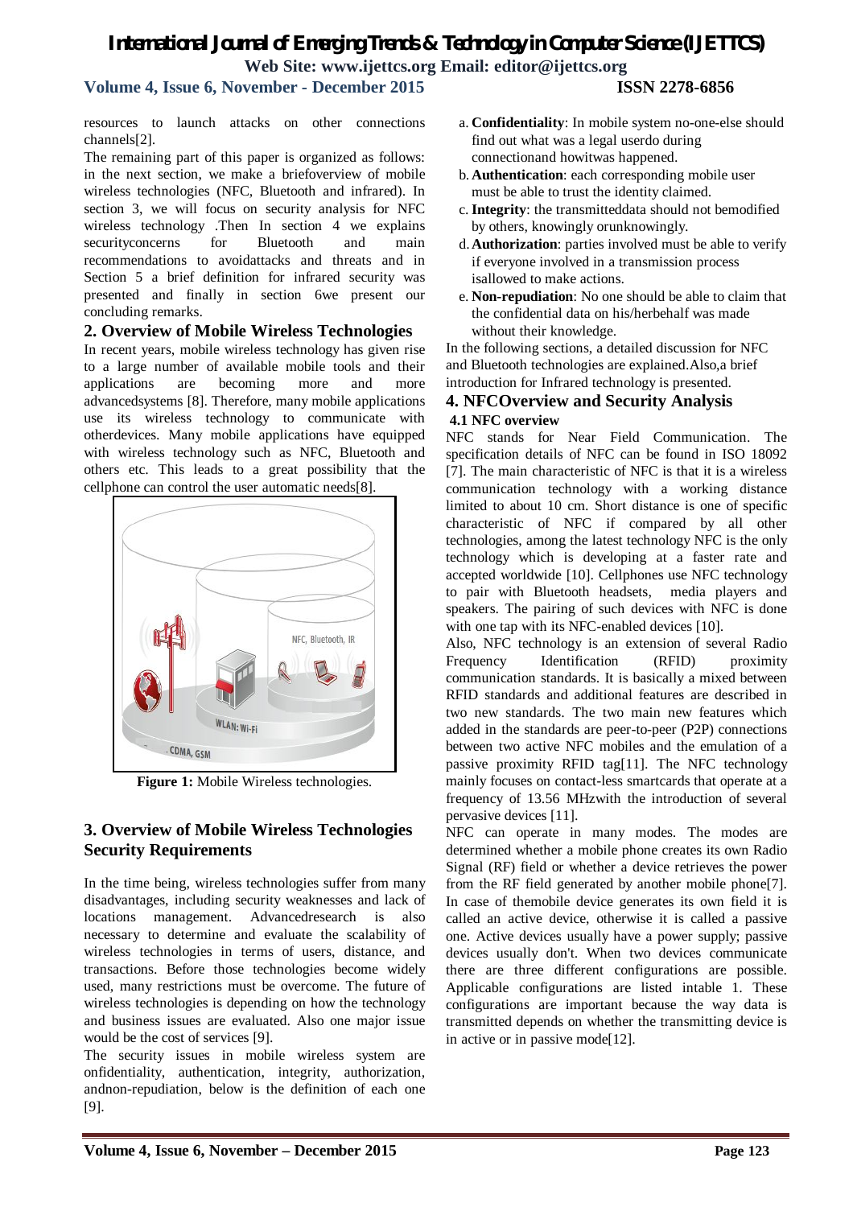resources to launch attacks on other connections channels[2].

The remaining part of this paper is organized as follows: in the next section, we make a briefoverview of mobile wireless technologies (NFC, Bluetooth and infrared). In section 3, we will focus on security analysis for NFC wireless technology .Then In section 4 we explains securityconcerns for Bluetooth and main recommendations to avoidattacks and threats and in Section 5 a brief definition for infrared security was presented and finally in section 6we present our concluding remarks.

## 2. Overview of Mobile Wireless Technologies

In recent years, mobile wireless technology has given rise to a large number of available mobile tools and their applications are becoming more and more advancedsystems [8]. Therefore, many mobile applications use its wireless technology to communicate with otherdevices. Many mobile applications have equipped with wireless technology such as NFC, Bluetooth and others etc. This leads to a great possibility that the cellphone can control the user automatic needs[8].

**Figure 1:** Mobile Wireless technologies.

## 3. Overview of Mobile Wireless Technologies Security Requirements

In the time being, wireless technologies suffer from many disadvantages, including security weaknesses and lack of locations management. Advancedresearch is also necessary to determine and evaluate the scalability of wireless technologies in terms of users, distance, and transactions. Before those technologies become widely used, many restrictions must be overcome. The future of wireless technologies is depending on how the technology and business issues are evaluated. Also one major issue would be the cost of services [9].

The security issues in mobile wireless system are onfidentiality, authentication, integrity, authorization, andnon-repudiation, below is the definition of each one [9].

a. **Confidentiality**: In mobile system no-one-else should find out what was a legal userdo during connectionand howitwas happened.
b. **Authentication**: each corresponding mobile user must be able to trust the identity claimed.
c. **Integrity**: the transmitteddata should not bemodified by others, knowingly orunknowingly.
d. **Authorization**: parties involved must be able to verify if everyone involved in a transmission process isallowed to make actions.
e. **Non-repudiation**: No one should be able to claim that the confidential data on his/herbehalf was made without their knowledge.

In the following sections, a detailed discussion for NFC and Bluetooth technologies are explained.Also,a brief introduction for Infrared technology is presented.

## 4. NFCOverview and Security Analysis

### 4.1 NFC overview

NFC stands for Near Field Communication. The specification details of NFC can be found in ISO 18092 [7]. The main characteristic of NFC is that it is a wireless communication technology with a working distance limited to about 10 cm. Short distance is one of specific characteristic of NFC if compared by all other technologies, among the latest technology NFC is the only technology which is developing at a faster rate and accepted worldwide [10]. Cellphones use NFC technology to pair with Bluetooth headsets, media players and speakers. The pairing of such devices with NFC is done with one tap with its NFC-enabled devices [10].

Also, NFC technology is an extension of several Radio Frequency Identification (RFID) proximity communication standards. It is basically a mixed between RFID standards and additional features are described in two new standards. The two main new features which added in the standards are peer-to-peer (P2P) connections between two active NFC mobiles and the emulation of a passive proximity RFID tag[11]. The NFC technology mainly focuses on contact-less smartcards that operate at a frequency of 13.56 MHzwith the introduction of several pervasive devices [11].

NFC can operate in many modes. The modes are determined whether a mobile phone creates its own Radio Signal (RF) field or whether a device retrieves the power from the RF field generated by another mobile phone[7]. In case of themobile device generates its own field it is called an active device, otherwise it is called a passive one. Active devices usually have a power supply; passive devices usually don't. When two devices communicate there are three different configurations are possible. Applicable configurations are listed intable 1. These configurations are important because the way data is transmitted depends on whether the transmitting device is in active or in passive mode[12].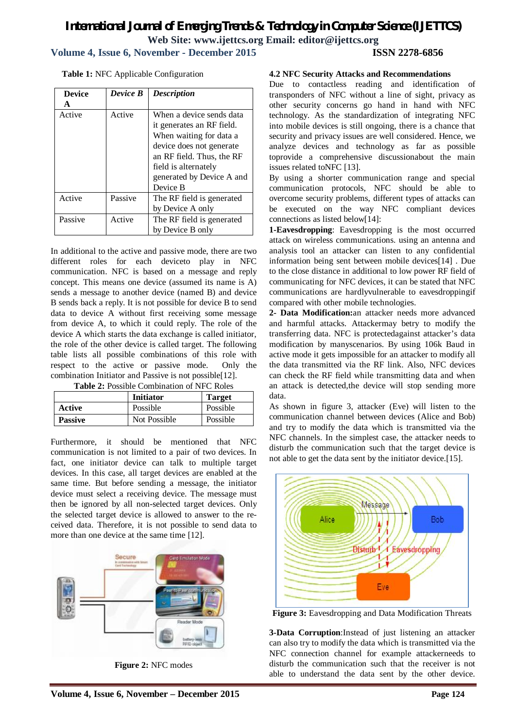**Table 1:** NFC Applicable Configuration

| Device A | *Device B* | *Description* |
|---|---|---|
| Active | Active | When a device sends data it generates an RF field. When waiting for data a device does not generate an RF field. Thus, the RF field is alternately generated by Device A and Device B |
| Active | Passive | The RF field is generated by Device A only |
| Passive | Active | The RF field is generated by Device B only |

In additional to the active and passive mode, there are two different roles for each deviceto play in NFC communication. NFC is based on a message and reply concept. This means one device (assumed its name is A) sends a message to another device (named B) and device B sends back a reply. It is not possible for device B to send data to device A without first receiving some message from device A, to which it could reply. The role of the device A which starts the data exchange is called initiator, the role of the other device is called target. The following table lists all possible combinations of this role with respect to the active or passive mode. Only the combination Initiator and Passive is not possible[12].

**Table 2:** Possible Combination of NFC Roles

| | **Initiator** | **Target** |
|---|---|---|
| **Active** | Possible | Possible |
| **Passive** | Not Possible | Possible |

Furthermore, it should be mentioned that NFC communication is not limited to a pair of two devices. In fact, one initiator device can talk to multiple target devices. In this case, all target devices are enabled at the same time. But before sending a message, the initiator device must select a receiving device. The message must then be ignored by all non-selected target devices. Only the selected target device is allowed to answer to the received data. Therefore, it is not possible to send data to more than one device at the same time [12].

**Figure 2:** NFC modes

**4.2 NFC Security Attacks and Recommendations**

Due to contactless reading and identification of transponders of NFC without a line of sight, privacy as other security concerns go hand in hand with NFC technology. As the standardization of integrating NFC into mobile devices is still ongoing, there is a chance that security and privacy issues are well considered. Hence, we analyze devices and technology as far as possible toprovide a comprehensive discussionabout the main issues related toNFC [13].

By using a shorter communication range and special communication protocols, NFC should be able to overcome security problems, different types of attacks can be executed on the way NFC compliant devices connections as listed below[14]:

**1-Eavesdropping**: Eavesdropping is the most occurred attack on wireless communications. using an antenna and analysis tool an attacker can listen to any confidential information being sent between mobile devices[14] . Due to the close distance in additional to low power RF field of communicating for NFC devices, it can be stated that NFC communications are hardlyvulnerable to eavesdroppingif compared with other mobile technologies.

**2- Data Modification:**an attacker needs more advanced and harmful attacks. Attackermay betry to modify the transferring data. NFC is protectedagainst attacker's data modification by manyscenarios. By using 106k Baud in active mode it gets impossible for an attacker to modify all the data transmitted via the RF link. Also, NFC devices can check the RF field while transmitting data and when an attack is detected,the device will stop sending more data.

As shown in figure 3, attacker (Eve) will listen to the communication channel between devices (Alice and Bob) and try to modify the data which is transmitted via the NFC channels. In the simplest case, the attacker needs to disturb the communication such that the target device is not able to get the data sent by the initiator device.[15].

**Figure 3:** Eavesdropping and Data Modification Threats

**3-Data Corruption**:Instead of just listening an attacker can also try to modify the data which is transmitted via the NFC connection channel for example attackerneeds to disturb the communication such that the receiver is not able to understand the data sent by the other device.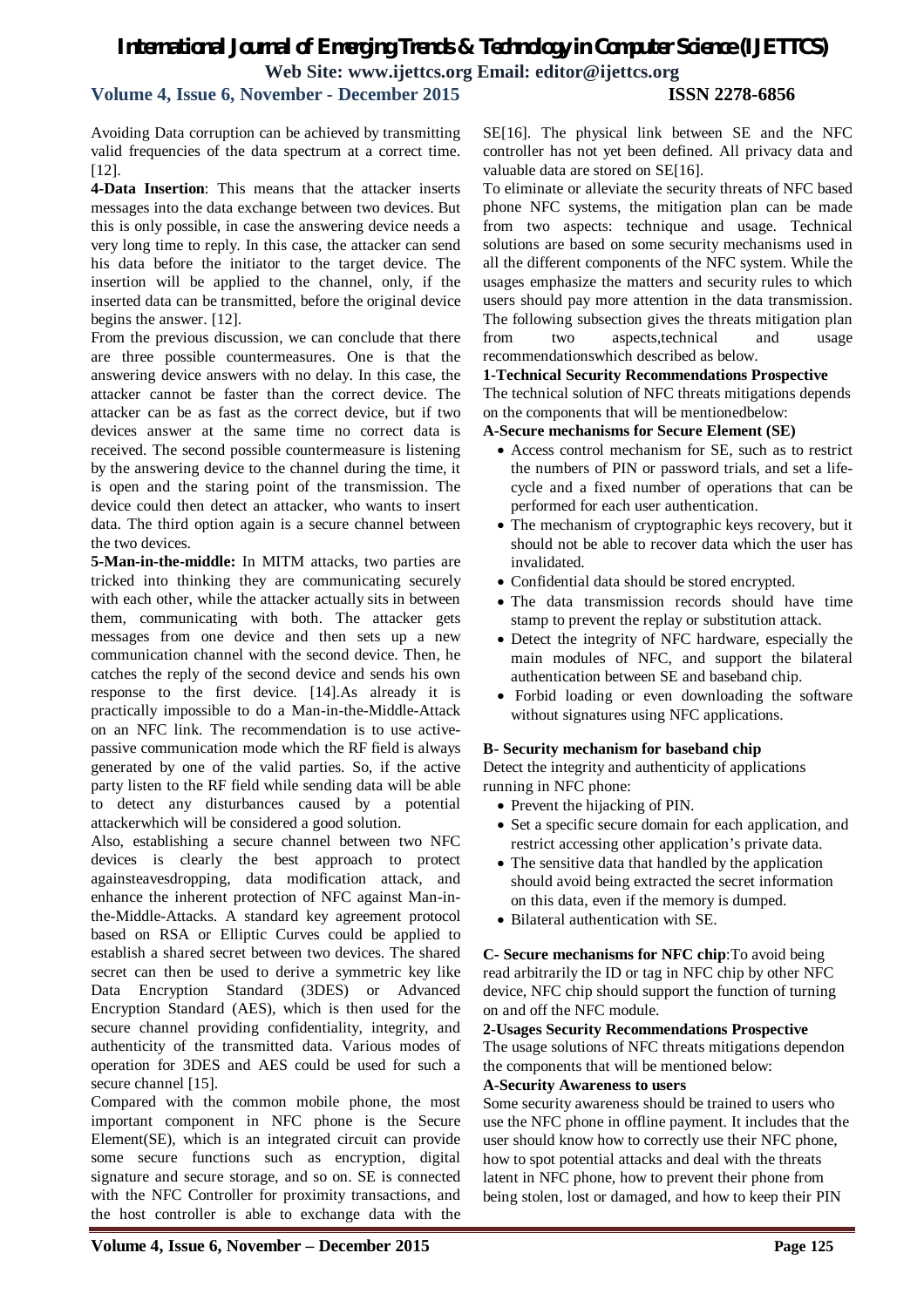Avoiding Data corruption can be achieved by transmitting valid frequencies of the data spectrum at a correct time. [12].

**4-Data Insertion**: This means that the attacker inserts messages into the data exchange between two devices. But this is only possible, in case the answering device needs a very long time to reply. In this case, the attacker can send his data before the initiator to the target device. The insertion will be applied to the channel, only, if the inserted data can be transmitted, before the original device begins the answer. [12].

From the previous discussion, we can conclude that there are three possible countermeasures. One is that the answering device answers with no delay. In this case, the attacker cannot be faster than the correct device. The attacker can be as fast as the correct device, but if two devices answer at the same time no correct data is received. The second possible countermeasure is listening by the answering device to the channel during the time, it is open and the staring point of the transmission. The device could then detect an attacker, who wants to insert data. The third option again is a secure channel between the two devices.

**5-Man-in-the-middle:** In MITM attacks, two parties are tricked into thinking they are communicating securely with each other, while the attacker actually sits in between them, communicating with both. The attacker gets messages from one device and then sets up a new communication channel with the second device. Then, he catches the reply of the second device and sends his own response to the first device. [14].As already it is practically impossible to do a Man-in-the-Middle-Attack on an NFC link. The recommendation is to use active-passive communication mode which the RF field is always generated by one of the valid parties. So, if the active party listen to the RF field while sending data will be able to detect any disturbances caused by a potential attackerwhich will be considered a good solution.

Also, establishing a secure channel between two NFC devices is clearly the best approach to protect againsteavesdropping, data modification attack, and enhance the inherent protection of NFC against Man-in-the-Middle-Attacks. A standard key agreement protocol based on RSA or Elliptic Curves could be applied to establish a shared secret between two devices. The shared secret can then be used to derive a symmetric key like Data Encryption Standard (3DES) or Advanced Encryption Standard (AES), which is then used for the secure channel providing confidentiality, integrity, and authenticity of the transmitted data. Various modes of operation for 3DES and AES could be used for such a secure channel [15].

Compared with the common mobile phone, the most important component in NFC phone is the Secure Element(SE), which is an integrated circuit can provide some secure functions such as encryption, digital signature and secure storage, and so on. SE is connected with the NFC Controller for proximity transactions, and the host controller is able to exchange data with the SE[16]. The physical link between SE and the NFC controller has not yet been defined. All privacy data and valuable data are stored on SE[16].

To eliminate or alleviate the security threats of NFC based phone NFC systems, the mitigation plan can be made from two aspects: technique and usage. Technical solutions are based on some security mechanisms used in all the different components of the NFC system. While the usages emphasize the matters and security rules to which users should pay more attention in the data transmission. The following subsection gives the threats mitigation plan from two aspects,technical and usage recommendationswhich described as below.

**1-Technical Security Recommendations Prospective**

The technical solution of NFC threats mitigations depends on the components that will be mentionedbelow:

**A-Secure mechanisms for Secure Element (SE)**

- Access control mechanism for SE, such as to restrict the numbers of PIN or password trials, and set a life-cycle and a fixed number of operations that can be performed for each user authentication.
- The mechanism of cryptographic keys recovery, but it should not be able to recover data which the user has invalidated.
- Confidential data should be stored encrypted.
- The data transmission records should have time stamp to prevent the replay or substitution attack.
- Detect the integrity of NFC hardware, especially the main modules of NFC, and support the bilateral authentication between SE and baseband chip.
- Forbid loading or even downloading the software without signatures using NFC applications.

**B- Security mechanism for baseband chip**

Detect the integrity and authenticity of applications running in NFC phone:

- Prevent the hijacking of PIN.
- Set a specific secure domain for each application, and restrict accessing other application's private data.
- The sensitive data that handled by the application should avoid being extracted the secret information on this data, even if the memory is dumped.
- Bilateral authentication with SE.

**C- Secure mechanisms for NFC chip**:To avoid being read arbitrarily the ID or tag in NFC chip by other NFC device, NFC chip should support the function of turning on and off the NFC module.

**2-Usages Security Recommendations Prospective**

The usage solutions of NFC threats mitigations dependon the components that will be mentioned below:

**A-Security Awareness to users**

Some security awareness should be trained to users who use the NFC phone in offline payment. It includes that the user should know how to correctly use their NFC phone, how to spot potential attacks and deal with the threats latent in NFC phone, how to prevent their phone from being stolen, lost or damaged, and how to keep their PIN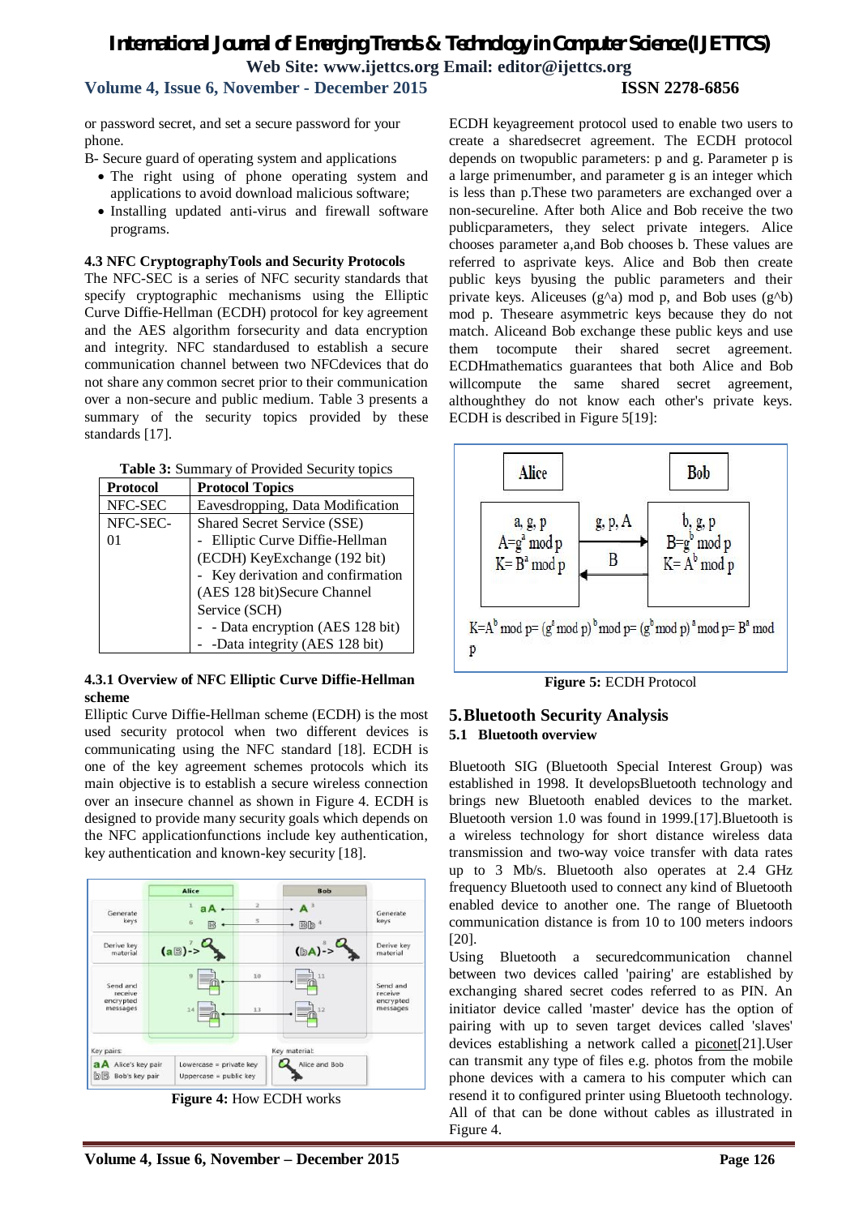or password secret, and set a secure password for your phone.

B- Secure guard of operating system and applications

- The right using of phone operating system and applications to avoid download malicious software;
- Installing updated anti-virus and firewall software programs.

### 4.3 NFC CryptographyTools and Security Protocols

The NFC-SEC is a series of NFC security standards that specify cryptographic mechanisms using the Elliptic Curve Diffie-Hellman (ECDH) protocol for key agreement and the AES algorithm forsecurity and data encryption and integrity. NFC standardused to establish a secure communication channel between two NFCdevices that do not share any common secret prior to their communication over a non-secure and public medium. Table 3 presents a summary of the security topics provided by these standards [17].

**Table 3:** Summary of Provided Security topics

| Protocol | Protocol Topics |
| --- | --- |
| NFC-SEC | Eavesdropping, Data Modification |
| NFC-SEC-01 | Shared Secret Service (SSE)<br>- Elliptic Curve Diffie-Hellman (ECDH) KeyExchange (192 bit)<br>- Key derivation and confirmation (AES 128 bit)Secure Channel Service (SCH)<br>- - Data encryption (AES 128 bit)<br>- -Data integrity (AES 128 bit) |

#### 4.3.1 Overview of NFC Elliptic Curve Diffie-Hellman scheme

Elliptic Curve Diffie-Hellman scheme (ECDH) is the most used security protocol when two different devices is communicating using the NFC standard [18]. ECDH is one of the key agreement schemes protocols which its main objective is to establish a secure wireless connection over an insecure channel as shown in Figure 4. ECDH is designed to provide many security goals which depends on the NFC applicationfunctions include key authentication, key authentication and known-key security [18].

**Figure 4:** How ECDH works

ECDH keyagreement protocol used to enable two users to create a sharedsecret agreement. The ECDH protocol depends on twopublic parameters: p and g. Parameter p is a large primenumber, and parameter g is an integer which is less than p.These two parameters are exchanged over a non-secureline. After both Alice and Bob receive the two publicparameters, they select private integers. Alice chooses parameter a,and Bob chooses b. These values are referred to asprivate keys. Alice and Bob then create public keys byusing the public parameters and their private keys. Aliceuses (g^a) mod p, and Bob uses (g^b) mod p. Theseare asymmetric keys because they do not match. Aliceand Bob exchange these public keys and use them tocompute their shared secret agreement. ECDHmathematics guarantees that both Alice and Bob willcompute the same shared secret agreement, althoughthey do not know each other's private keys. ECDH is described in Figure 5[19]:

| Alice | | Bob |
| --- | --- | --- |
| a, g, p<br>$A=g^a \bmod p$<br>$K=B^a \bmod p$ | g, p, A →<br>← B | b, g, p<br>$B=g^b \bmod p$<br>$K=A^b \bmod p$ |

$K=A^b \bmod p=(g^a \bmod p)^b \bmod p=(g^b \bmod p)^a \bmod p=B^a \bmod p$

**Figure 5:** ECDH Protocol

## 5. Bluetooth Security Analysis

### 5.1 Bluetooth overview

Bluetooth SIG (Bluetooth Special Interest Group) was established in 1998. It developsBluetooth technology and brings new Bluetooth enabled devices to the market. Bluetooth version 1.0 was found in 1999.[17].Bluetooth is a wireless technology for short distance wireless data transmission and two-way voice transfer with data rates up to 3 Mb/s. Bluetooth also operates at 2.4 GHz frequency Bluetooth used to connect any kind of Bluetooth enabled device to another one. The range of Bluetooth communication distance is from 10 to 100 meters indoors [20].

Using Bluetooth a securedcommunication channel between two devices called 'pairing' are established by exchanging shared secret codes referred to as PIN. An initiator device called 'master' device has the option of pairing with up to seven target devices called 'slaves' devices establishing a network called a piconet[21].User can transmit any type of files e.g. photos from the mobile phone devices with a camera to his computer which can resend it to configured printer using Bluetooth technology. All of that can be done without cables as illustrated in Figure 4.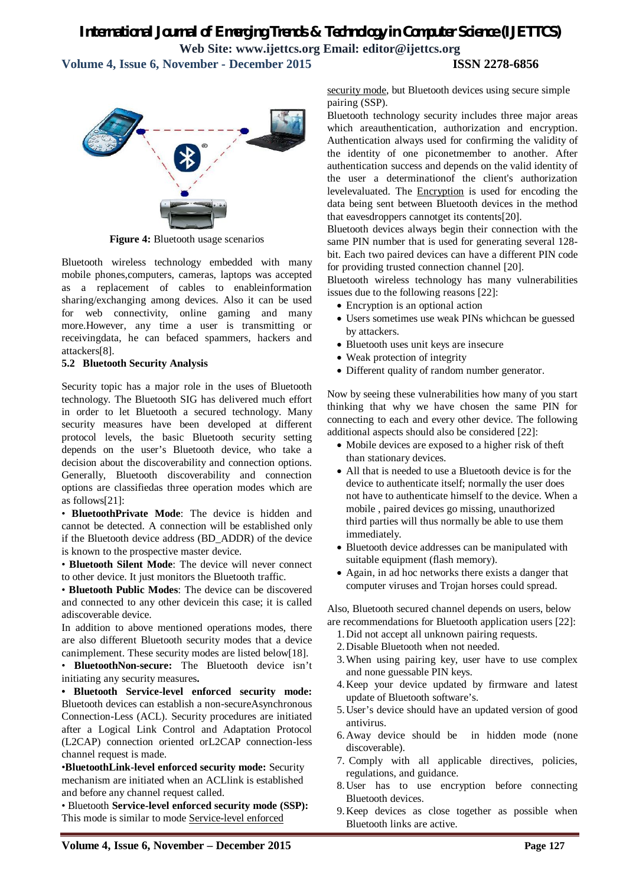Figure 4: Bluetooth usage scenarios

Bluetooth wireless technology embedded with many mobile phones,computers, cameras, laptops was accepted as a replacement of cables to enableinformation sharing/exchanging among devices. Also it can be used for web connectivity, online gaming and many more.However, any time a user is transmitting or receivingdata, he can befaced spammers, hackers and attackers[8].

### 5.2 Bluetooth Security Analysis

Security topic has a major role in the uses of Bluetooth technology. The Bluetooth SIG has delivered much effort in order to let Bluetooth a secured technology. Many security measures have been developed at different protocol levels, the basic Bluetooth security setting depends on the user's Bluetooth device, who take a decision about the discoverability and connection options. Generally, Bluetooth discoverability and connection options are classifiedas three operation modes which are as follows[21]:

• **BluetoothPrivate Mode**: The device is hidden and cannot be detected. A connection will be established only if the Bluetooth device address (BD_ADDR) of the device is known to the prospective master device.

• **Bluetooth Silent Mode**: The device will never connect to other device. It just monitors the Bluetooth traffic.

• **Bluetooth Public Modes**: The device can be discovered and connected to any other devicein this case; it is called adiscoverable device.

In addition to above mentioned operations modes, there are also different Bluetooth security modes that a device canimplement. These security modes are listed below[18].

• **BluetoothNon-secure:** The Bluetooth device isn't initiating any security measures**.**

**• Bluetooth Service-level enforced security mode:** Bluetooth devices can establish a non-secureAsynchronous Connection-Less (ACL). Security procedures are initiated after a Logical Link Control and Adaptation Protocol (L2CAP) connection oriented orL2CAP connection-less channel request is made.

•**BluetoothLink-level enforced security mode:** Security mechanism are initiated when an ACLlink is established and before any channel request called.

• Bluetooth **Service-level enforced security mode (SSP):** This mode is similar to mode Service-level enforced security mode, but Bluetooth devices using secure simple pairing (SSP).

Bluetooth technology security includes three major areas which areauthentication, authorization and encryption. Authentication always used for confirming the validity of the identity of one piconetmember to another. After authentication success and depends on the valid identity of the user a determinationof the client's authorization levelevaluated. The Encryption is used for encoding the data being sent between Bluetooth devices in the method that eavesdroppers cannotget its contents[20].

Bluetooth devices always begin their connection with the same PIN number that is used for generating several 128-bit. Each two paired devices can have a different PIN code for providing trusted connection channel [20].

Bluetooth wireless technology has many vulnerabilities issues due to the following reasons [22]:

- Encryption is an optional action
- Users sometimes use weak PINs whichcan be guessed by attackers.
- Bluetooth uses unit keys are insecure
- Weak protection of integrity
- Different quality of random number generator.

Now by seeing these vulnerabilities how many of you start thinking that why we have chosen the same PIN for connecting to each and every other device. The following additional aspects should also be considered [22]:

- Mobile devices are exposed to a higher risk of theft than stationary devices.
- All that is needed to use a Bluetooth device is for the device to authenticate itself; normally the user does not have to authenticate himself to the device. When a mobile , paired devices go missing, unauthorized third parties will thus normally be able to use them immediately.
- Bluetooth device addresses can be manipulated with suitable equipment (flash memory).
- Again, in ad hoc networks there exists a danger that computer viruses and Trojan horses could spread.

Also, Bluetooth secured channel depends on users, below are recommendations for Bluetooth application users [22]:

1. Did not accept all unknown pairing requests.
2. Disable Bluetooth when not needed.
3. When using pairing key, user have to use complex and none guessable PIN keys.
4. Keep your device updated by firmware and latest update of Bluetooth software's.
5. User's device should have an updated version of good antivirus.
6. Away device should be in hidden mode (none discoverable).
7. Comply with all applicable directives, policies, regulations, and guidance.
8. User has to use encryption before connecting Bluetooth devices.
9. Keep devices as close together as possible when Bluetooth links are active.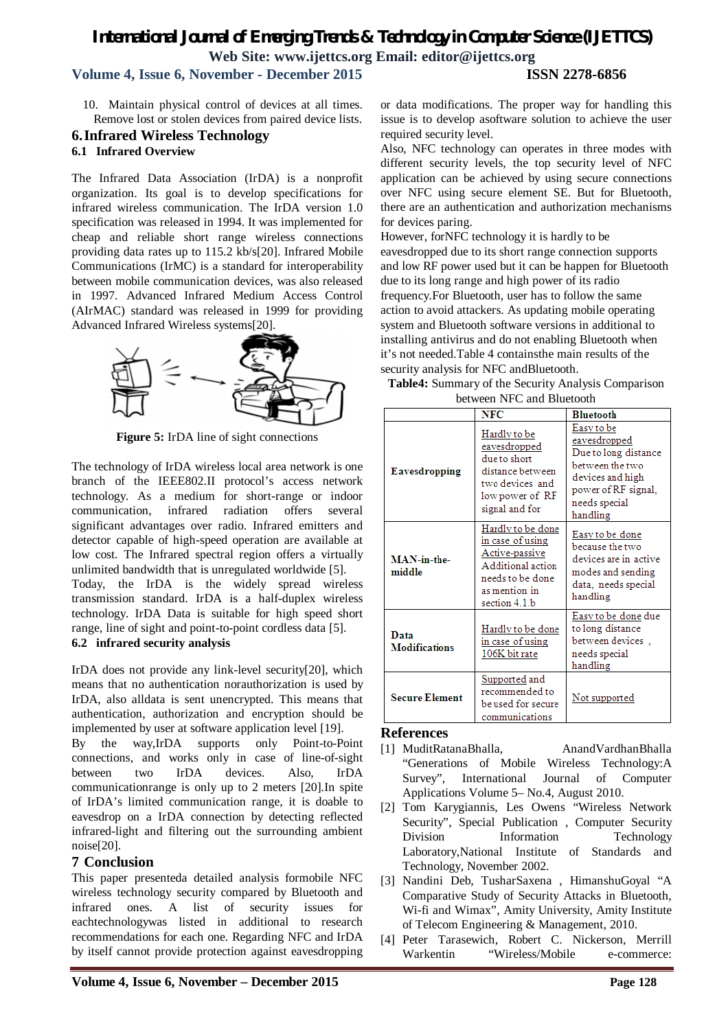10. Maintain physical control of devices at all times. Remove lost or stolen devices from paired device lists.

## 6. Infrared Wireless Technology

### 6.1 Infrared Overview

The Infrared Data Association (IrDA) is a nonprofit organization. Its goal is to develop specifications for infrared wireless communication. The IrDA version 1.0 specification was released in 1994. It was implemented for cheap and reliable short range wireless connections providing data rates up to 115.2 kb/s[20]. Infrared Mobile Communications (IrMC) is a standard for interoperability between mobile communication devices, was also released in 1997. Advanced Infrared Medium Access Control (AIrMAC) standard was released in 1999 for providing Advanced Infrared Wireless systems[20].

**Figure 5:** IrDA line of sight connections

The technology of IrDA wireless local area network is one branch of the IEEE802.II protocol's access network technology. As a medium for short-range or indoor communication, infrared radiation offers several significant advantages over radio. Infrared emitters and detector capable of high-speed operation are available at low cost. The Infrared spectral region offers a virtually unlimited bandwidth that is unregulated worldwide [5]. Today, the IrDA is the widely spread wireless transmission standard. IrDA is a half-duplex wireless technology. IrDA Data is suitable for high speed short range, line of sight and point-to-point cordless data [5].

### 6.2 infrared security analysis

IrDA does not provide any link-level security[20], which means that no authentication norauthorization is used by IrDA, also alldata is sent unencrypted. This means that authentication, authorization and encryption should be implemented by user at software application level [19].

By the way,IrDA supports only Point-to-Point connections, and works only in case of line-of-sight between two IrDA devices. Also, IrDA communicationrange is only up to 2 meters [20].In spite of IrDA's limited communication range, it is doable to eavesdrop on a IrDA connection by detecting reflected infrared-light and filtering out the surrounding ambient noise[20].

## 7 Conclusion

This paper presenteda detailed analysis formobile NFC wireless technology security compared by Bluetooth and infrared ones. A list of security issues for eachtechnologywas listed in additional to research recommendations for each one. Regarding NFC and IrDA by itself cannot provide protection against eavesdropping or data modifications. The proper way for handling this issue is to develop asoftware solution to achieve the user required security level.

Also, NFC technology can operates in three modes with different security levels, the top security level of NFC application can be achieved by using secure connections over NFC using secure element SE. But for Bluetooth, there are an authentication and authorization mechanisms for devices paring.

However, forNFC technology it is hardly to be eavesdropped due to its short range connection supports and low RF power used but it can be happen for Bluetooth due to its long range and high power of its radio frequency.For Bluetooth, user has to follow the same action to avoid attackers. As updating mobile operating system and Bluetooth software versions in additional to installing antivirus and do not enabling Bluetooth when it's not needed.Table 4 containsthe main results of the security analysis for NFC andBluetooth.

**Table4:** Summary of the Security Analysis Comparison between NFC and Bluetooth

| | NFC | Bluetooth |
|---|---|---|
| **Eavesdropping** | Hardly to be eavesdropped due to short distance between two devices and low power of RF signal and for | Easy to be eavesdropped Due to long distance between the two devices and high power of RF signal, needs special handling |
| **MAN-in-the-middle** | Hardly to be done in case of using Active-passive Additional action needs to be done as mention in section 4.1.b | Easy to be done because the two devices are in active modes and sending data, needs special handling |
| **Data Modifications** | Hardly to be done in case of using 106K bit rate | Easy to be done due to long distance between devices , needs special handling |
| **Secure Element** | Supported and recommended to be used for secure communications | Not supported |

## References

[1] MuditRatanaBhalla, AnandVardhanBhalla "Generations of Mobile Wireless Technology:A Survey", International Journal of Computer Applications Volume 5– No.4, August 2010.

[2] Tom Karygiannis, Les Owens "Wireless Network Security", Special Publication , Computer Security Division Information Technology Laboratory,National Institute of Standards and Technology, November 2002.

[3] Nandini Deb, TusharSaxena , HimanshuGoyal "A Comparative Study of Security Attacks in Bluetooth, Wi-fi and Wimax", Amity University, Amity Institute of Telecom Engineering & Management, 2010.

[4] Peter Tarasewich, Robert C. Nickerson, Merrill Warkentin "Wireless/Mobile e-commerce: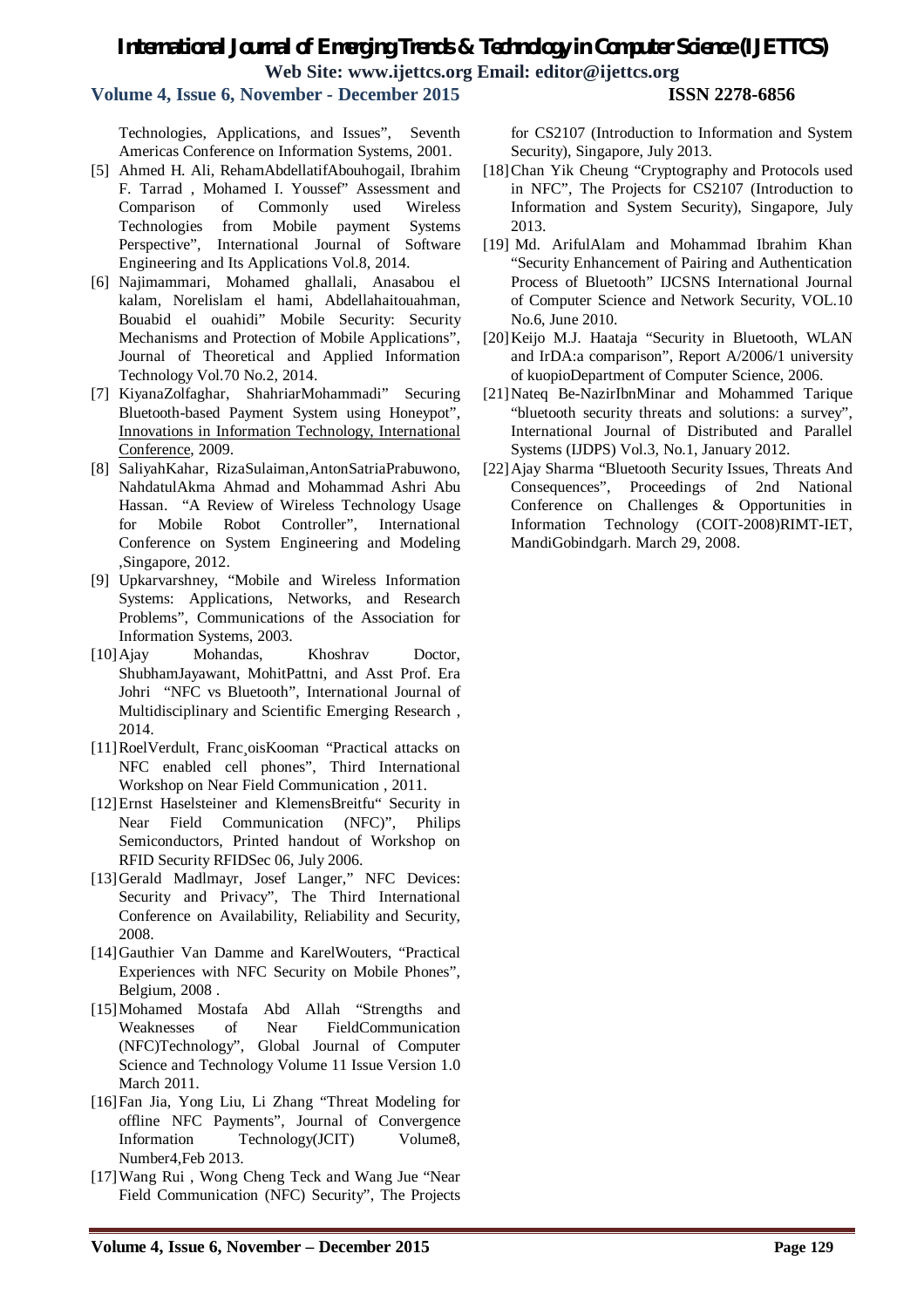Technologies, Applications, and Issues", Seventh Americas Conference on Information Systems, 2001.

[5] Ahmed H. Ali, RehamAbdellatifAbouhogail, Ibrahim F. Tarrad , Mohamed I. Youssef" Assessment and Comparison of Commonly used Wireless Technologies from Mobile payment Systems Perspective", International Journal of Software Engineering and Its Applications Vol.8, 2014.

[6] Najimammari, Mohamed ghallali, Anasabou el kalam, Norelislam el hami, Abdellahaitouahman, Bouabid el ouahidi" Mobile Security: Security Mechanisms and Protection of Mobile Applications", Journal of Theoretical and Applied Information Technology Vol.70 No.2, 2014.

[7] KiyanaZolfaghar, ShahriarMohammadi" Securing Bluetooth-based Payment System using Honeypot", Innovations in Information Technology, International Conference, 2009.

[8] SaliyahKahar, RizaSulaiman,AntonSatriaPrabuwono, NahdatulAkma Ahmad and Mohammad Ashri Abu Hassan. "A Review of Wireless Technology Usage for Mobile Robot Controller", International Conference on System Engineering and Modeling ,Singapore, 2012.

[9] Upkarvarshney, "Mobile and Wireless Information Systems: Applications, Networks, and Research Problems", Communications of the Association for Information Systems, 2003.

[10] Ajay Mohandas, Khoshrav Doctor, ShubhamJayawant, MohitPattni, and Asst Prof. Era Johri "NFC vs Bluetooth", International Journal of Multidisciplinary and Scientific Emerging Research , 2014.

[11] RoelVerdult, Franc¸oisKooman "Practical attacks on NFC enabled cell phones", Third International Workshop on Near Field Communication , 2011.

[12] Ernst Haselsteiner and KlemensBreitfu" Security in Near Field Communication (NFC)", Philips Semiconductors, Printed handout of Workshop on RFID Security RFIDSec 06, July 2006.

[13] Gerald Madlmayr, Josef Langer," NFC Devices: Security and Privacy", The Third International Conference on Availability, Reliability and Security, 2008.

[14] Gauthier Van Damme and KarelWouters, "Practical Experiences with NFC Security on Mobile Phones", Belgium, 2008 .

[15] Mohamed Mostafa Abd Allah "Strengths and Weaknesses of Near FieldCommunication (NFC)Technology", Global Journal of Computer Science and Technology Volume 11 Issue Version 1.0 March 2011.

[16] Fan Jia, Yong Liu, Li Zhang "Threat Modeling for offline NFC Payments", Journal of Convergence Information Technology(JCIT) Volume8, Number4,Feb 2013.

[17] Wang Rui , Wong Cheng Teck and Wang Jue "Near Field Communication (NFC) Security", The Projects for CS2107 (Introduction to Information and System Security), Singapore, July 2013.

[18] Chan Yik Cheung "Cryptography and Protocols used in NFC", The Projects for CS2107 (Introduction to Information and System Security), Singapore, July 2013.

[19] Md. ArifulAlam and Mohammad Ibrahim Khan "Security Enhancement of Pairing and Authentication Process of Bluetooth" IJCSNS International Journal of Computer Science and Network Security, VOL.10 No.6, June 2010.

[20] Keijo M.J. Haataja "Security in Bluetooth, WLAN and IrDA:a comparison", Report A/2006/1 university of kuopioDepartment of Computer Science, 2006.

[21] Nateq Be-NazirIbnMinar and Mohammed Tarique "bluetooth security threats and solutions: a survey", International Journal of Distributed and Parallel Systems (IJDPS) Vol.3, No.1, January 2012.

[22] Ajay Sharma "Bluetooth Security Issues, Threats And Consequences", Proceedings of 2nd National Conference on Challenges & Opportunities in Information Technology (COIT-2008)RIMT-IET, MandiGobindgarh. March 29, 2008.